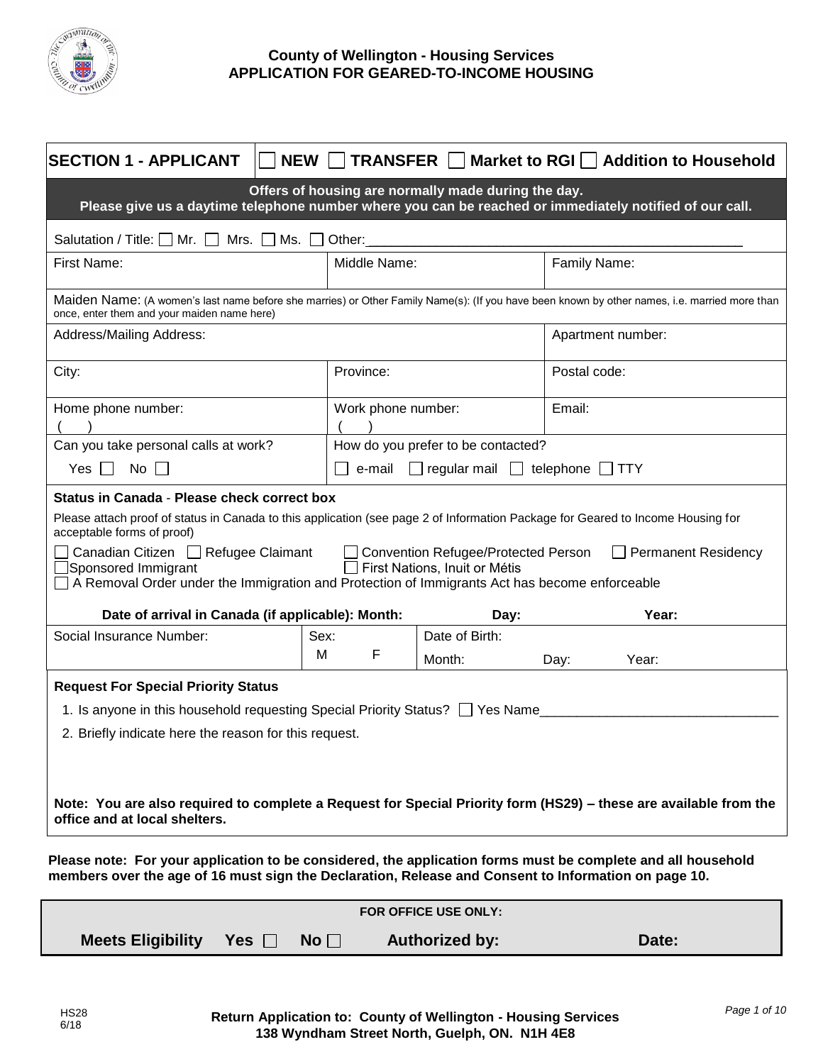### County of Wellington - Housing Services
### APPLICATION FOR GEARED-TO-INCOME HOUSING

**SECTION 1 - APPLICANT** ☐ **NEW** ☐ **TRANSFER** ☐ **Market to RGI** ☐ **Addition to Household**

**Offers of housing are normally made during the day.**
**Please give us a daytime telephone number where you can be reached or immediately notified of our call.**

Salutation / Title: ☐ Mr. ☐ Mrs. ☐ Ms. ☐ Other:____________________

| First Name: | Middle Name: | Family Name: |
|---|---|---|

Maiden Name: (A women's last name before she marries) or Other Family Name(s): (If you have been known by other names, i.e. married more than once, enter them and your maiden name here)

| Address/Mailing Address: | | Apartment number: |
|---|---|---|
| City: | Province: | Postal code: |
| Home phone number: ( ) | Work phone number: ( ) | Email: |
| Can you take personal calls at work? Yes ☐ No ☐ | How do you prefer to be contacted? ☐ e-mail ☐ regular mail ☐ telephone ☐ TTY | |

**Status in Canada** - **Please check correct box**

Please attach proof of status in Canada to this application (see page 2 of Information Package for Geared to Income Housing for acceptable forms of proof)

☐ Canadian Citizen ☐ Refugee Claimant ☐ Convention Refugee/Protected Person ☐ Permanent Residency
☐ Sponsored Immigrant ☐ First Nations, Inuit or Métis
☐ A Removal Order under the Immigration and Protection of Immigrants Act has become enforceable

**Date of arrival in Canada (if applicable): Month: Day: Year:**

| Social Insurance Number: | Sex: M F | Date of Birth: Month: Day: Year: |
|---|---|---|

**Request For Special Priority Status**

1. Is anyone in this household requesting Special Priority Status? ☐ Yes Name____________________
2. Briefly indicate here the reason for this request.

**Note: You are also required to complete a Request for Special Priority form (HS29) – these are available from the office and at local shelters.**

**Please note: For your application to be considered, the application forms must be complete and all household members over the age of 16 must sign the Declaration, Release and Consent to Information on page 10.**

**FOR OFFICE USE ONLY:**

**Meets Eligibility Yes ☐ No ☐ Authorized by: Date:**

HS28
6/18

**Return Application to: County of Wellington - Housing Services**
**138 Wyndham Street North, Guelph, ON. N1H 4E8**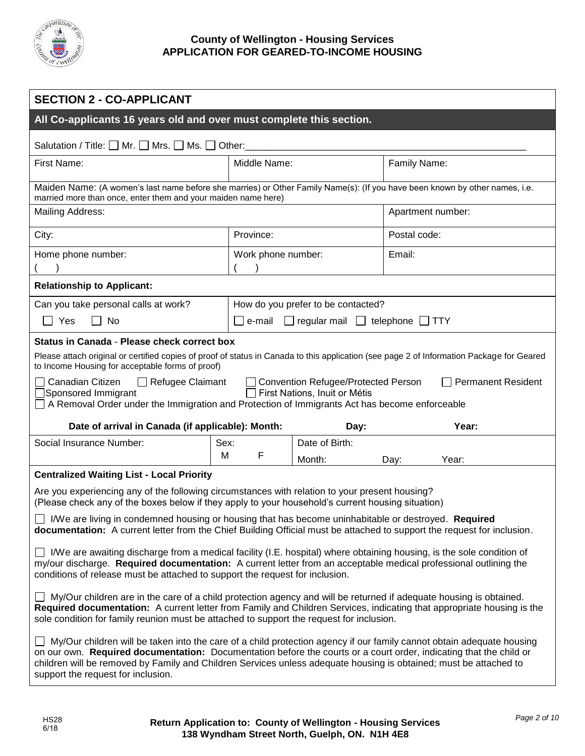**County of Wellington - Housing Services**
**APPLICATION FOR GEARED-TO-INCOME HOUSING**

## SECTION 2 - CO-APPLICANT

**All Co-applicants 16 years old and over must complete this section.**

Salutation / Title: ☐ Mr. ☐ Mrs. ☐ Ms. ☐ Other:______________________________

| First Name: | Middle Name: | Family Name: |
|---|---|---|
| Maiden Name: (A women's last name before she marries) or Other Family Name(s): (If you have been known by other names, i.e. married more than once, enter them and your maiden name here) | | |
| Mailing Address: | | Apartment number: |
| City: | Province: | Postal code: |
| Home phone number: ( ) | Work phone number: ( ) | Email: |

**Relationship to Applicant:**

| Can you take personal calls at work? | How do you prefer to be contacted? |
|---|---|
| ☐ Yes ☐ No | ☐ e-mail ☐ regular mail ☐ telephone ☐ TTY |

**Status in Canada** - **Please check correct box**

Please attach original or certified copies of proof of status in Canada to this application (see page 2 of Information Package for Geared to Income Housing for acceptable forms of proof)

☐ Canadian Citizen ☐ Refugee Claimant ☐ Convention Refugee/Protected Person ☐ Permanent Resident
☐ Sponsored Immigrant ☐ First Nations, Inuit or Métis
☐ A Removal Order under the Immigration and Protection of Immigrants Act has become enforceable

**Date of arrival in Canada (if applicable): Month: Day: Year:**

| Social Insurance Number: | Sex: M F | Date of Birth: Month: Day: Year: |
|---|---|---|

**Centralized Waiting List - Local Priority**

Are you experiencing any of the following circumstances with relation to your present housing?
(Please check any of the boxes below if they apply to your household's current housing situation)

☐ I/We are living in condemned housing or housing that has become uninhabitable or destroyed. **Required documentation:** A current letter from the Chief Building Official must be attached to support the request for inclusion.

☐ I/We are awaiting discharge from a medical facility (I.E. hospital) where obtaining housing, is the sole condition of my/our discharge. **Required documentation:** A current letter from an acceptable medical professional outlining the conditions of release must be attached to support the request for inclusion.

☐ My/Our children are in the care of a child protection agency and will be returned if adequate housing is obtained. **Required documentation:** A current letter from Family and Children Services, indicating that appropriate housing is the sole condition for family reunion must be attached to support the request for inclusion.

☐ My/Our children will be taken into the care of a child protection agency if our family cannot obtain adequate housing on our own. **Required documentation:** Documentation before the courts or a court order, indicating that the child or children will be removed by Family and Children Services unless adequate housing is obtained; must be attached to support the request for inclusion.

HS28
6/18

**Return Application to: County of Wellington - Housing Services**
**138 Wyndham Street North, Guelph, ON. N1H 4E8**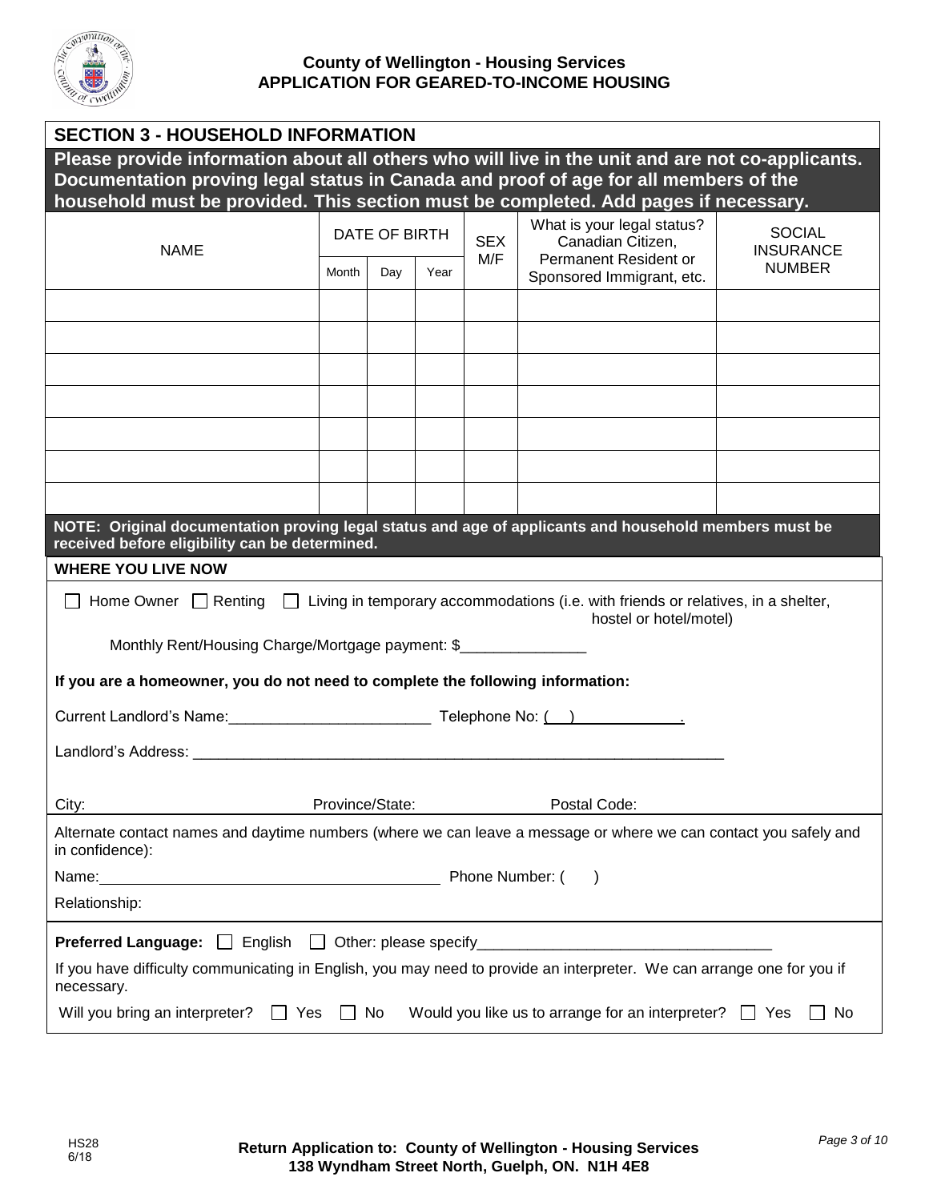**County of Wellington - Housing Services**
**APPLICATION FOR GEARED-TO-INCOME HOUSING**

## SECTION 3 - HOUSEHOLD INFORMATION

**Please provide information about all others who will live in the unit and are not co-applicants. Documentation proving legal status in Canada and proof of age for all members of the household must be provided. This section must be completed. Add pages if necessary.**

| NAME | DATE OF BIRTH | | | SEX M/F | What is your legal status? Canadian Citizen, Permanent Resident or Sponsored Immigrant, etc. | SOCIAL INSURANCE NUMBER |
|---|---|---|---|---|---|---|
| | Month | Day | Year | | | |
| | | | | | | |
| | | | | | | |
| | | | | | | |
| | | | | | | |
| | | | | | | |
| | | | | | | |
| | | | | | | |

**NOTE: Original documentation proving legal status and age of applicants and household members must be received before eligibility can be determined.**

**WHERE YOU LIVE NOW**

☐ Home Owner ☐ Renting ☐ Living in temporary accommodations (i.e. with friends or relatives, in a shelter, hostel or hotel/motel)

Monthly Rent/Housing Charge/Mortgage payment: $_______________

**If you are a homeowner, you do not need to complete the following information:**

Current Landlord's Name:________________________ Telephone No: (   ) ____________.

Landlord's Address: ________________________________________________________________

City: Province/State: Postal Code:

Alternate contact names and daytime numbers (where we can leave a message or where we can contact you safely and in confidence):

Name:_________________________________________ Phone Number: (   )

Relationship:

**Preferred Language:** ☐ English ☐ Other: please specify__________________________________

If you have difficulty communicating in English, you may need to provide an interpreter. We can arrange one for you if necessary.

Will you bring an interpreter? ☐ Yes ☐ No Would you like us to arrange for an interpreter? ☐ Yes ☐ No

HS28
6/18

**Return Application to: County of Wellington - Housing Services**
**138 Wyndham Street North, Guelph, ON. N1H 4E8**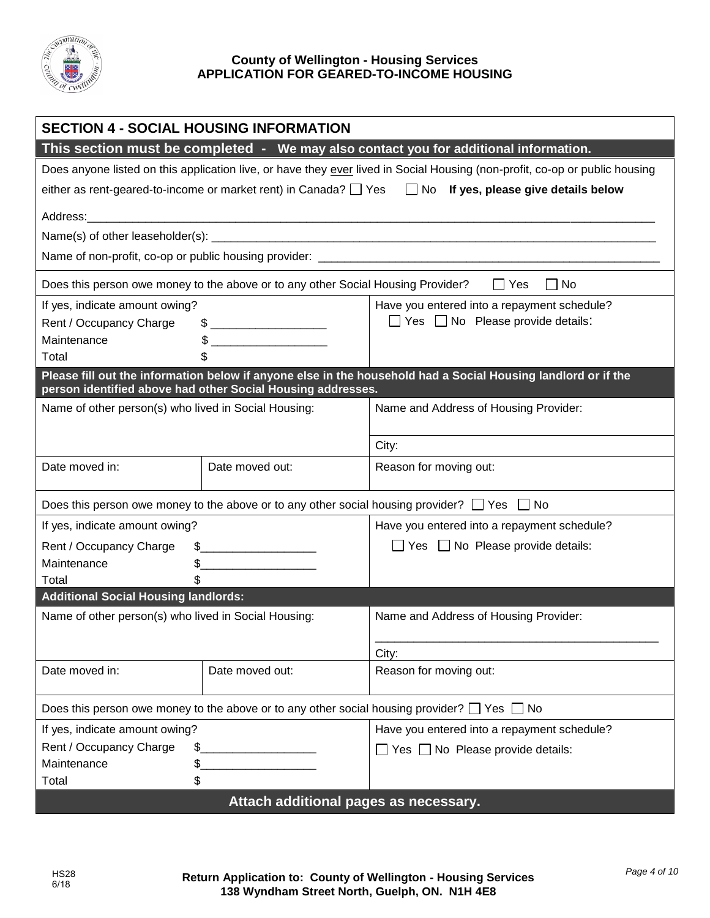**County of Wellington - Housing Services**
**APPLICATION FOR GEARED-TO-INCOME HOUSING**

## SECTION 4 - SOCIAL HOUSING INFORMATION

**This section must be completed - We may also contact you for additional information.**

Does anyone listed on this application live, or have they ever lived in Social Housing (non-profit, co-op or public housing either as rent-geared-to-income or market rent) in Canada? ☐ Yes ☐ No **If yes, please give details below**

Address:\_\_\_\_\_\_\_\_\_\_\_\_\_\_\_\_\_\_\_\_\_\_\_\_\_\_\_\_\_\_\_\_\_\_\_\_\_\_\_\_\_\_\_\_\_\_\_\_\_\_

Name(s) of other leaseholder(s): \_\_\_\_\_\_\_\_\_\_\_\_\_\_\_\_\_\_\_\_\_\_\_\_\_\_\_\_\_\_\_\_\_\_\_\_

Name of non-profit, co-op or public housing provider: \_\_\_\_\_\_\_\_\_\_\_\_\_\_\_\_\_\_\_\_\_\_\_\_\_\_\_\_

Does this person owe money to the above or to any other Social Housing Provider? ☐ Yes ☐ No

| If yes, indicate amount owing? | Have you entered into a repayment schedule? |
|---|---|
| Rent / Occupancy Charge $ \_\_\_\_\_\_\_\_\_\_\_\_\_\_\_\_\_\_ | ☐ Yes ☐ No Please provide details: |
| Maintenance $ \_\_\_\_\_\_\_\_\_\_\_\_\_\_\_\_\_\_ | |
| Total $ | |

**Please fill out the information below if anyone else in the household had a Social Housing landlord or if the person identified above had other Social Housing addresses.**

| Name of other person(s) who lived in Social Housing: | | Name and Address of Housing Provider: |
|---|---|---|
| | | City: |
| Date moved in: | Date moved out: | Reason for moving out: |

Does this person owe money to the above or to any other social housing provider? ☐ Yes ☐ No

| If yes, indicate amount owing? | Have you entered into a repayment schedule? |
|---|---|
| Rent / Occupancy Charge $\_\_\_\_\_\_\_\_\_\_\_\_\_\_\_\_\_\_ | ☐ Yes ☐ No Please provide details: |
| Maintenance $\_\_\_\_\_\_\_\_\_\_\_\_\_\_\_\_\_\_ | |
| Total $ | |

**Additional Social Housing landlords:**

| Name of other person(s) who lived in Social Housing: | | Name and Address of Housing Provider: |
|---|---|---|
| | | \_\_\_\_\_\_\_\_\_\_\_\_\_\_\_\_\_\_\_\_\_\_\_\_\_\_\_\_\_\_\_\_\_\_\_\_ City: |
| Date moved in: | Date moved out: | Reason for moving out: |

Does this person owe money to the above or to any other social housing provider? ☐ Yes ☐ No

| If yes, indicate amount owing? | Have you entered into a repayment schedule? |
|---|---|
| Rent / Occupancy Charge $\_\_\_\_\_\_\_\_\_\_\_\_\_\_\_\_\_\_ | ☐ Yes ☐ No Please provide details: |
| Maintenance $\_\_\_\_\_\_\_\_\_\_\_\_\_\_\_\_\_\_ | |
| Total $ | |

**Attach additional pages as necessary.**

HS28
6/18

**Return Application to: County of Wellington - Housing Services**
**138 Wyndham Street North, Guelph, ON. N1H 4E8**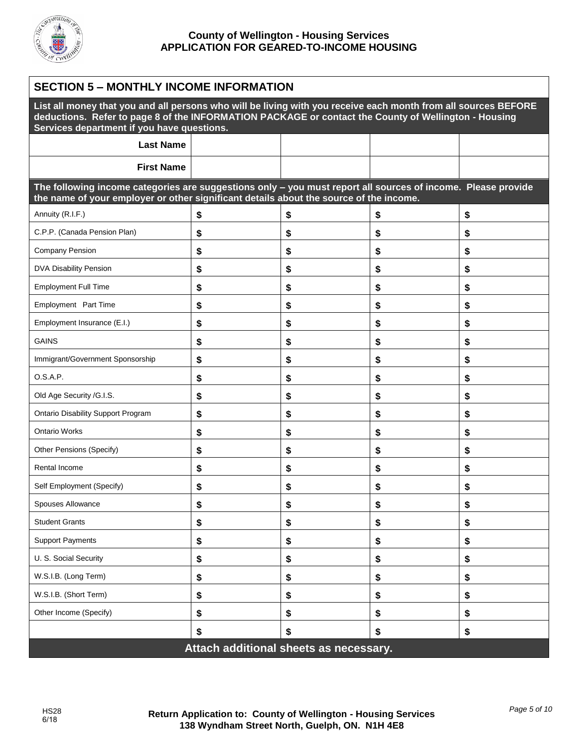County of Wellington - Housing Services
APPLICATION FOR GEARED-TO-INCOME HOUSING

## SECTION 5 – MONTHLY INCOME INFORMATION

**List all money that you and all persons who will be living with you receive each month from all sources BEFORE deductions. Refer to page 8 of the INFORMATION PACKAGE or contact the County of Wellington - Housing Services department if you have questions.**

| **Last Name** | | | | |
|---|---|---|---|---|
| **First Name** | | | | |

**The following income categories are suggestions only – you must report all sources of income. Please provide the name of your employer or other significant details about the source of the income.**

| | | | | |
|---|---|---|---|---|
| Annuity (R.I.F.) | $ | $ | $ | $ |
| C.P.P. (Canada Pension Plan) | $ | $ | $ | $ |
| Company Pension | $ | $ | $ | $ |
| DVA Disability Pension | $ | $ | $ | $ |
| Employment Full Time | $ | $ | $ | $ |
| Employment Part Time | $ | $ | $ | $ |
| Employment Insurance (E.I.) | $ | $ | $ | $ |
| GAINS | $ | $ | $ | $ |
| Immigrant/Government Sponsorship | $ | $ | $ | $ |
| O.S.A.P. | $ | $ | $ | $ |
| Old Age Security /G.I.S. | $ | $ | $ | $ |
| Ontario Disability Support Program | $ | $ | $ | $ |
| Ontario Works | $ | $ | $ | $ |
| Other Pensions (Specify) | $ | $ | $ | $ |
| Rental Income | $ | $ | $ | $ |
| Self Employment (Specify) | $ | $ | $ | $ |
| Spouses Allowance | $ | $ | $ | $ |
| Student Grants | $ | $ | $ | $ |
| Support Payments | $ | $ | $ | $ |
| U. S. Social Security | $ | $ | $ | $ |
| W.S.I.B. (Long Term) | $ | $ | $ | $ |
| W.S.I.B. (Short Term) | $ | $ | $ | $ |
| Other Income (Specify) | $ | $ | $ | $ |
| | $ | $ | $ | $ |

**Attach additional sheets as necessary.**

HS28
6/18

**Return Application to: County of Wellington - Housing Services**
**138 Wyndham Street North, Guelph, ON. N1H 4E8**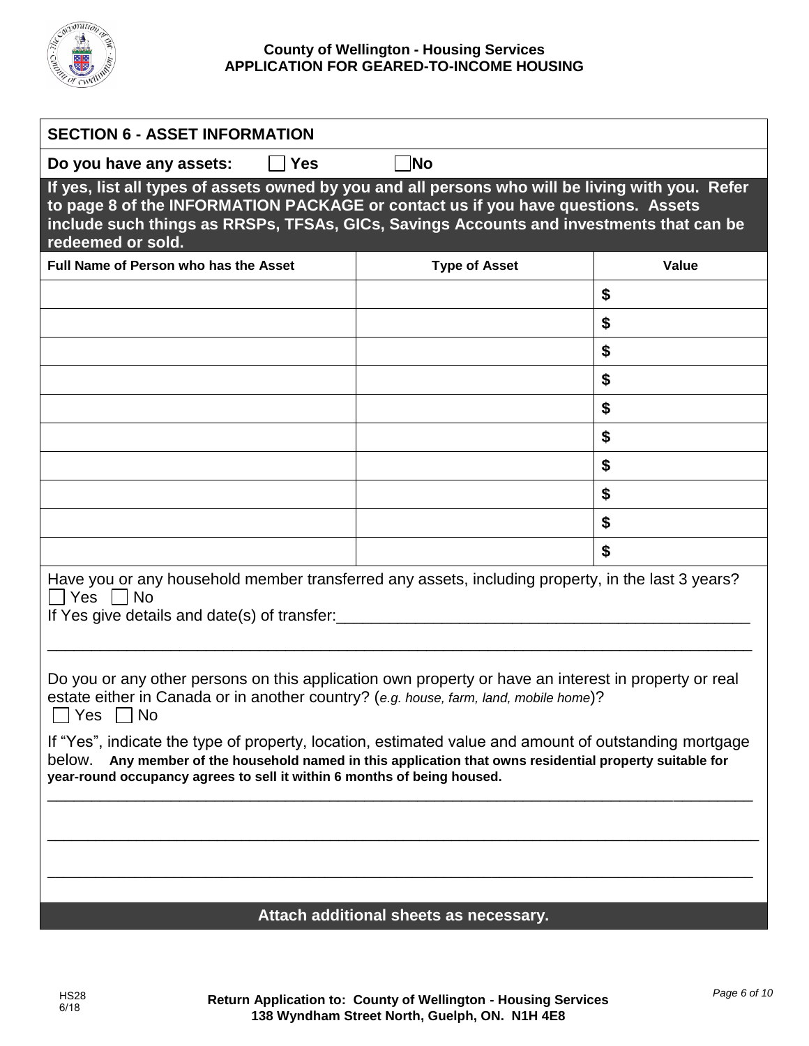County of Wellington - Housing Services
APPLICATION FOR GEARED-TO-INCOME HOUSING

## SECTION 6 - ASSET INFORMATION

**Do you have any assets:** ☐ **Yes** ☐ **No**

**If yes, list all types of assets owned by you and all persons who will be living with you. Refer to page 8 of the INFORMATION PACKAGE or contact us if you have questions. Assets include such things as RRSPs, TFSAs, GICs, Savings Accounts and investments that can be redeemed or sold.**

| Full Name of Person who has the Asset | Type of Asset | Value |
|---|---|---|
| | | $ |
| | | $ |
| | | $ |
| | | $ |
| | | $ |
| | | $ |
| | | $ |
| | | $ |
| | | $ |
| | | $ |

Have you or any household member transferred any assets, including property, in the last 3 years?
☐ Yes ☐ No
If Yes give details and date(s) of transfer:________________________________________________

_____________________________________________________________________________________

Do you or any other persons on this application own property or have an interest in property or real estate either in Canada or in another country? (*e.g. house, farm, land, mobile home*)?
☐ Yes ☐ No

If "Yes", indicate the type of property, location, estimated value and amount of outstanding mortgage below. **Any member of the household named in this application that owns residential property suitable for year-round occupancy agrees to sell it within 6 months of being housed.**

_____________________________________________________________________________________

_____________________________________________________________________________________

_____________________________________________________________________________________

**Attach additional sheets as necessary.**

HS28
6/18

**Return Application to: County of Wellington - Housing Services**
**138 Wyndham Street North, Guelph, ON. N1H 4E8**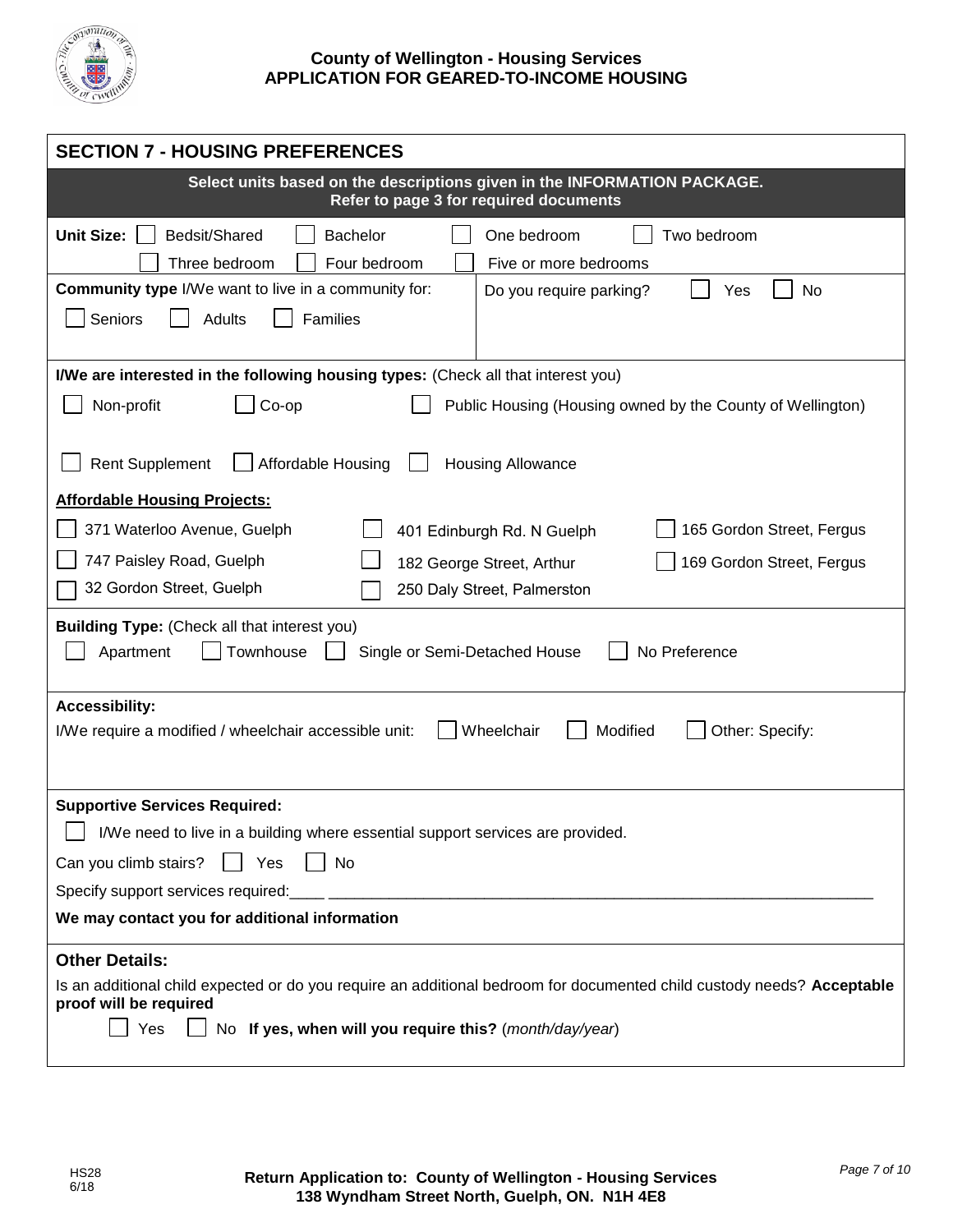**County of Wellington - Housing Services**
**APPLICATION FOR GEARED-TO-INCOME HOUSING**

## SECTION 7 - HOUSING PREFERENCES

**Select units based on the descriptions given in the INFORMATION PACKAGE.**
**Refer to page 3 for required documents**

**Unit Size:** ☐ Bedsit/Shared ☐ Bachelor ☐ One bedroom ☐ Two bedroom
☐ Three bedroom ☐ Four bedroom ☐ Five or more bedrooms

**Community type** I/We want to live in a community for:
☐ Seniors ☐ Adults ☐ Families

Do you require parking? ☐ Yes ☐ No

**I/We are interested in the following housing types:** (Check all that interest you)

☐ Non-profit ☐ Co-op ☐ Public Housing (Housing owned by the County of Wellington)

☐ Rent Supplement ☐ Affordable Housing ☐ Housing Allowance

**Affordable Housing Projects:**

☐ 371 Waterloo Avenue, Guelph ☐ 401 Edinburgh Rd. N Guelph ☐ 165 Gordon Street, Fergus
☐ 747 Paisley Road, Guelph ☐ 182 George Street, Arthur ☐ 169 Gordon Street, Fergus
☐ 32 Gordon Street, Guelph ☐ 250 Daly Street, Palmerston

**Building Type:** (Check all that interest you)
☐ Apartment ☐ Townhouse ☐ Single or Semi-Detached House ☐ No Preference

**Accessibility:**
I/We require a modified / wheelchair accessible unit: ☐ Wheelchair ☐ Modified ☐ Other: Specify:

**Supportive Services Required:**

☐ I/We need to live in a building where essential support services are provided.

Can you climb stairs? ☐ Yes ☐ No

Specify support services required:____ ________________________________________________________________

**We may contact you for additional information**

**Other Details:**

Is an additional child expected or do you require an additional bedroom for documented child custody needs? **Acceptable proof will be required**

☐ Yes ☐ No **If yes, when will you require this?** (*month/day/year*)

HS28
6/18

**Return Application to: County of Wellington - Housing Services**
**138 Wyndham Street North, Guelph, ON. N1H 4E8**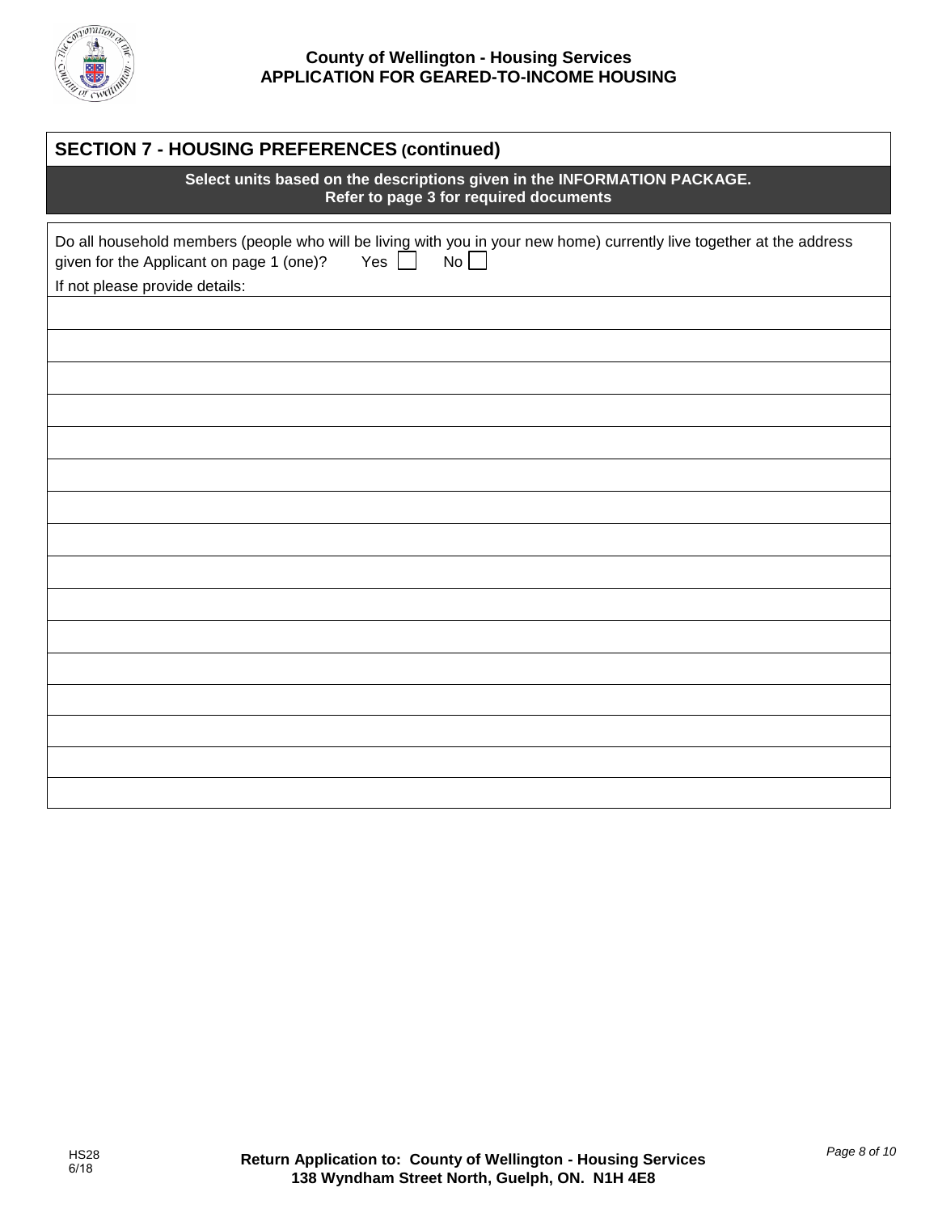## SECTION 7 - HOUSING PREFERENCES (continued)

**Select units based on the descriptions given in the INFORMATION PACKAGE.**
**Refer to page 3 for required documents**

Do all household members (people who will be living with you in your new home) currently live together at the address given for the Applicant on page 1 (one)? Yes ☐ No ☐

If not please provide details:

|  |
|---|
|  |
|  |
|  |
|  |
|  |
|  |
|  |
|  |
|  |
|  |
|  |
|  |
|  |
|  |
|  |
|  |

HS28
6/18

**Return Application to: County of Wellington - Housing Services**
**138 Wyndham Street North, Guelph, ON. N1H 4E8**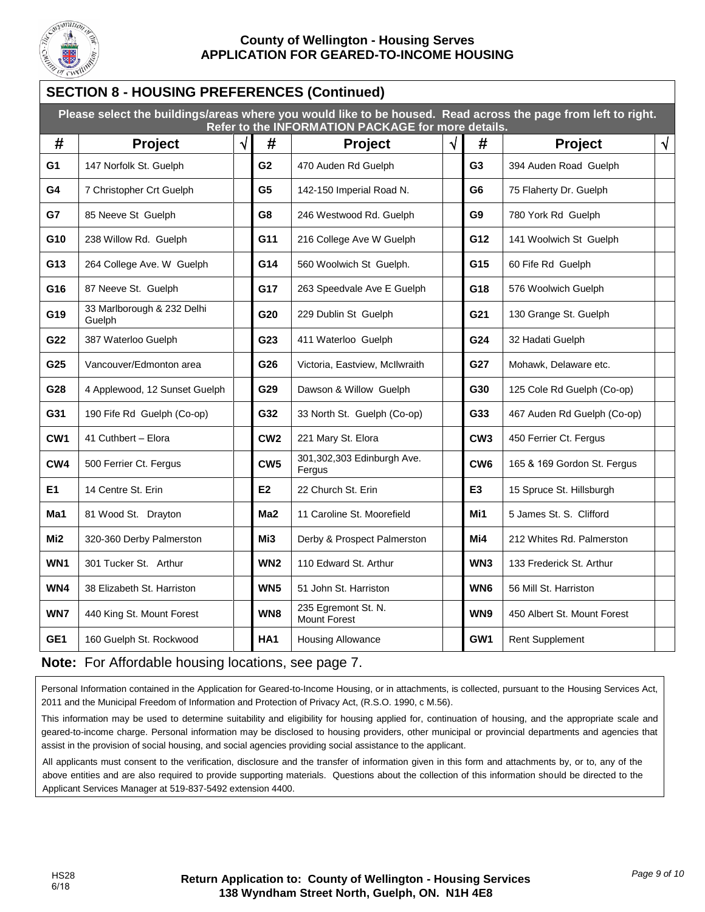**County of Wellington - Housing Serves**
**APPLICATION FOR GEARED-TO-INCOME HOUSING**

## SECTION 8 - HOUSING PREFERENCES (Continued)

**Please select the buildings/areas where you would like to be housed. Read across the page from left to right. Refer to the INFORMATION PACKAGE for more details.**

| # | Project | √ | # | Project | √ | # | Project | √ |
|---|---|---|---|---|---|---|---|---|
| G1 | 147 Norfolk St. Guelph | | G2 | 470 Auden Rd Guelph | | G3 | 394 Auden Road Guelph | |
| G4 | 7 Christopher Crt Guelph | | G5 | 142-150 Imperial Road N. | | G6 | 75 Flaherty Dr. Guelph | |
| G7 | 85 Neeve St Guelph | | G8 | 246 Westwood Rd. Guelph | | G9 | 780 York Rd Guelph | |
| G10 | 238 Willow Rd. Guelph | | G11 | 216 College Ave W Guelph | | G12 | 141 Woolwich St Guelph | |
| G13 | 264 College Ave. W Guelph | | G14 | 560 Woolwich St Guelph. | | G15 | 60 Fife Rd Guelph | |
| G16 | 87 Neeve St. Guelph | | G17 | 263 Speedvale Ave E Guelph | | G18 | 576 Woolwich Guelph | |
| G19 | 33 Marlborough & 232 Delhi Guelph | | G20 | 229 Dublin St Guelph | | G21 | 130 Grange St. Guelph | |
| G22 | 387 Waterloo Guelph | | G23 | 411 Waterloo Guelph | | G24 | 32 Hadati Guelph | |
| G25 | Vancouver/Edmonton area | | G26 | Victoria, Eastview, McIlwraith | | G27 | Mohawk, Delaware etc. | |
| G28 | 4 Applewood, 12 Sunset Guelph | | G29 | Dawson & Willow Guelph | | G30 | 125 Cole Rd Guelph (Co-op) | |
| G31 | 190 Fife Rd Guelph (Co-op) | | G32 | 33 North St. Guelph (Co-op) | | G33 | 467 Auden Rd Guelph (Co-op) | |
| CW1 | 41 Cuthbert – Elora | | CW2 | 221 Mary St. Elora | | CW3 | 450 Ferrier Ct. Fergus | |
| CW4 | 500 Ferrier Ct. Fergus | | CW5 | 301,302,303 Edinburgh Ave. Fergus | | CW6 | 165 & 169 Gordon St. Fergus | |
| E1 | 14 Centre St. Erin | | E2 | 22 Church St. Erin | | E3 | 15 Spruce St. Hillsburgh | |
| Ma1 | 81 Wood St. Drayton | | Ma2 | 11 Caroline St. Moorefield | | Mi1 | 5 James St. S. Clifford | |
| Mi2 | 320-360 Derby Palmerston | | Mi3 | Derby & Prospect Palmerston | | Mi4 | 212 Whites Rd. Palmerston | |
| WN1 | 301 Tucker St. Arthur | | WN2 | 110 Edward St. Arthur | | WN3 | 133 Frederick St. Arthur | |
| WN4 | 38 Elizabeth St. Harriston | | WN5 | 51 John St. Harriston | | WN6 | 56 Mill St. Harriston | |
| WN7 | 440 King St. Mount Forest | | WN8 | 235 Egremont St. N. Mount Forest | | WN9 | 450 Albert St. Mount Forest | |
| GE1 | 160 Guelph St. Rockwood | | HA1 | Housing Allowance | | GW1 | Rent Supplement | |

**Note:** For Affordable housing locations, see page 7.

Personal Information contained in the Application for Geared-to-Income Housing, or in attachments, is collected, pursuant to the Housing Services Act, 2011 and the Municipal Freedom of Information and Protection of Privacy Act, (R.S.O. 1990, c M.56).

This information may be used to determine suitability and eligibility for housing applied for, continuation of housing, and the appropriate scale and geared-to-income charge. Personal information may be disclosed to housing providers, other municipal or provincial departments and agencies that assist in the provision of social housing, and social agencies providing social assistance to the applicant.

All applicants must consent to the verification, disclosure and the transfer of information given in this form and attachments by, or to, any of the above entities and are also required to provide supporting materials. Questions about the collection of this information should be directed to the Applicant Services Manager at 519-837-5492 extension 4400.

HS28
6/18

**Return Application to: County of Wellington - Housing Services**
**138 Wyndham Street North, Guelph, ON. N1H 4E8**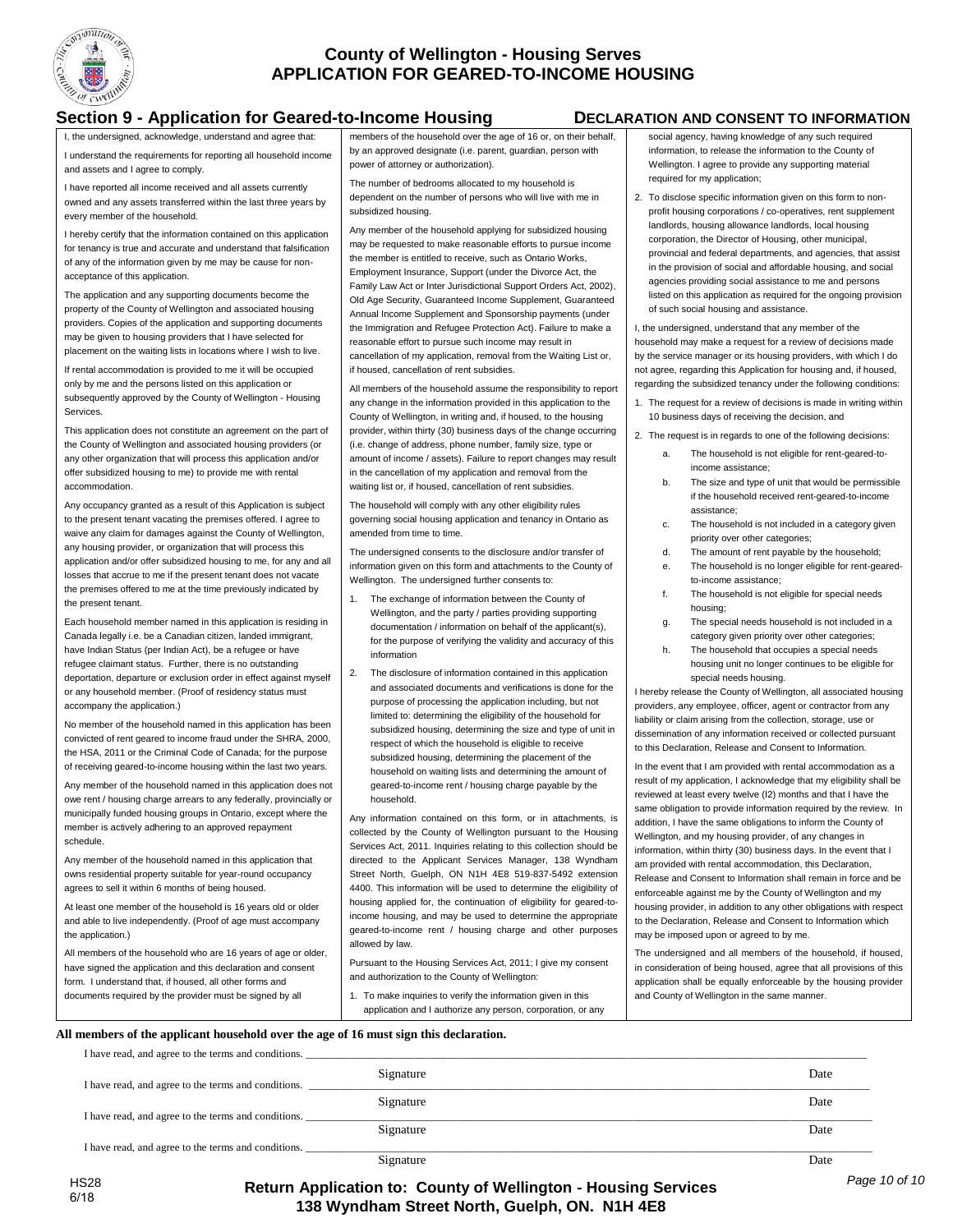# County of Wellington - Housing Serves
# APPLICATION FOR GEARED-TO-INCOME HOUSING

## Section 9 - Application for Geared-to-Income Housing — DECLARATION AND CONSENT TO INFORMATION

I, the undersigned, acknowledge, understand and agree that:

I understand the requirements for reporting all household income and assets and I agree to comply.

I have reported all income received and all assets currently owned and any assets transferred within the last three years by every member of the household.

I hereby certify that the information contained on this application for tenancy is true and accurate and understand that falsification of any of the information given by me may be cause for non-acceptance of this application.

The application and any supporting documents become the property of the County of Wellington and associated housing providers. Copies of the application and supporting documents may be given to housing providers that I have selected for placement on the waiting lists in locations where I wish to live.

If rental accommodation is provided to me it will be occupied only by me and the persons listed on this application or subsequently approved by the County of Wellington - Housing Services.

This application does not constitute an agreement on the part of the County of Wellington and associated housing providers (or any other organization that will process this application and/or offer subsidized housing to me) to provide me with rental accommodation.

Any occupancy granted as a result of this Application is subject to the present tenant vacating the premises offered. I agree to waive any claim for damages against the County of Wellington, any housing provider, or organization that will process this application and/or offer subsidized housing to me, for any and all losses that accrue to me if the present tenant does not vacate the premises offered to me at the time previously indicated by the present tenant.

Each household member named in this application is residing in Canada legally i.e. be a Canadian citizen, landed immigrant, have Indian Status (per Indian Act), be a refugee or have refugee claimant status. Further, there is no outstanding deportation, departure or exclusion order in effect against myself or any household member. (Proof of residency status must accompany the application.)

No member of the household named in this application has been convicted of rent geared to income fraud under the SHRA, 2000, the HSA, 2011 or the Criminal Code of Canada; for the purpose of receiving geared-to-income housing within the last two years.

Any member of the household named in this application does not owe rent / housing charge arrears to any federally, provincially or municipally funded housing groups in Ontario, except where the member is actively adhering to an approved repayment schedule.

Any member of the household named in this application that owns residential property suitable for year-round occupancy agrees to sell it within 6 months of being housed.

At least one member of the household is 16 years old or older and able to live independently. (Proof of age must accompany the application.)

All members of the household who are 16 years of age or older, have signed the application and this declaration and consent form. I understand that, if housed, all other forms and documents required by the provider must be signed by all members of the household over the age of 16 or, on their behalf, by an approved designate (i.e. parent, guardian, person with power of attorney or authorization).

The number of bedrooms allocated to my household is dependent on the number of persons who will live with me in subsidized housing.

Any member of the household applying for subsidized housing may be requested to make reasonable efforts to pursue income the member is entitled to receive, such as Ontario Works, Employment Insurance, Support (under the Divorce Act, the Family Law Act or Inter Jurisdictional Support Orders Act, 2002), Old Age Security, Guaranteed Income Supplement, Guaranteed Annual Income Supplement and Sponsorship payments (under the Immigration and Refugee Protection Act). Failure to make a reasonable effort to pursue such income may result in cancellation of my application, removal from the Waiting List or, if housed, cancellation of rent subsidies.

All members of the household assume the responsibility to report any change in the information provided in this application to the County of Wellington, in writing and, if housed, to the housing provider, within thirty (30) business days of the change occurring (i.e. change of address, phone number, family size, type or amount of income / assets). Failure to report changes may result in the cancellation of my application and removal from the waiting list or, if housed, cancellation of rent subsidies.

The household will comply with any other eligibility rules governing social housing application and tenancy in Ontario as amended from time to time.

The undersigned consents to the disclosure and/or transfer of information given on this form and attachments to the County of Wellington. The undersigned further consents to:

1. The exchange of information between the County of Wellington, and the party / parties providing supporting documentation / information on behalf of the applicant(s), for the purpose of verifying the validity and accuracy of this information
2. The disclosure of information contained in this application and associated documents and verifications is done for the purpose of processing the application including, but not limited to: determining the eligibility of the household for subsidized housing, determining the size and type of unit in respect of which the household is eligible to receive subsidized housing, determining the placement of the household on waiting lists and determining the amount of geared-to-income rent / housing charge payable by the household.

Any information contained on this form, or in attachments, is collected by the County of Wellington pursuant to the Housing Services Act, 2011. Inquiries relating to this collection should be directed to the Applicant Services Manager, 138 Wyndham Street North, Guelph, ON N1H 4E8 519-837-5492 extension 4400. This information will be used to determine the eligibility of housing applied for, the continuation of eligibility for geared-to-income housing, and may be used to determine the appropriate geared-to-income rent / housing charge and other purposes allowed by law.

Pursuant to the Housing Services Act, 2011; I give my consent and authorization to the County of Wellington:

1. To make inquiries to verify the information given in this application and I authorize any person, corporation, or any social agency, having knowledge of any such required information, to release the information to the County of Wellington. I agree to provide any supporting material required for my application;
2. To disclose specific information given on this form to non-profit housing corporations / co-operatives, rent supplement landlords, housing allowance landlords, local housing corporation, the Director of Housing, other municipal, provincial and federal departments, and agencies, that assist in the provision of social and affordable housing, and social agencies providing social assistance to me and persons listed on this application as required for the ongoing provision of such social housing and assistance.

I, the undersigned, understand that any member of the household may make a request for a review of decisions made by the service manager or its housing providers, with which I do not agree, regarding this Application for housing and, if housed, regarding the subsidized tenancy under the following conditions:

1. The request for a review of decisions is made in writing within 10 business days of receiving the decision, and
2. The request is in regards to one of the following decisions:
   a. The household is not eligible for rent-geared-to-income assistance;
   b. The size and type of unit that would be permissible if the household received rent-geared-to-income assistance;
   c. The household is not included in a category given priority over other categories;
   d. The amount of rent payable by the household;
   e. The household is no longer eligible for rent-geared-to-income assistance;
   f. The household is not eligible for special needs housing;
   g. The special needs household is not included in a category given priority over other categories;
   h. The household that occupies a special needs housing unit no longer continues to be eligible for special needs housing.

I hereby release the County of Wellington, all associated housing providers, any employee, officer, agent or contractor from any liability or claim arising from the collection, storage, use or dissemination of any information received or collected pursuant to this Declaration, Release and Consent to Information.

In the event that I am provided with rental accommodation as a result of my application, I acknowledge that my eligibility shall be reviewed at least every twelve (l2) months and that I have the same obligation to provide information required by the review. In addition, I have the same obligations to inform the County of Wellington, and my housing provider, of any changes in information, within thirty (30) business days. In the event that I am provided with rental accommodation, this Declaration, Release and Consent to Information shall remain in force and be enforceable against me by the County of Wellington and my housing provider, in addition to any other obligations with respect to the Declaration, Release and Consent to Information which may be imposed upon or agreed to by me.

The undersigned and all members of the household, if housed, in consideration of being housed, agree that all provisions of this application shall be equally enforceable by the housing provider and County of Wellington in the same manner.

**All members of the applicant household over the age of 16 must sign this declaration.**

I have read, and agree to the terms and conditions. ____________________
Signature — Date

I have read, and agree to the terms and conditions. ____________________
Signature — Date

I have read, and agree to the terms and conditions. ____________________
Signature — Date

I have read, and agree to the terms and conditions. ____________________
Signature — Date

HS28
6/18

**Return Application to: County of Wellington - Housing Services**
**138 Wyndham Street North, Guelph, ON. N1H 4E8**